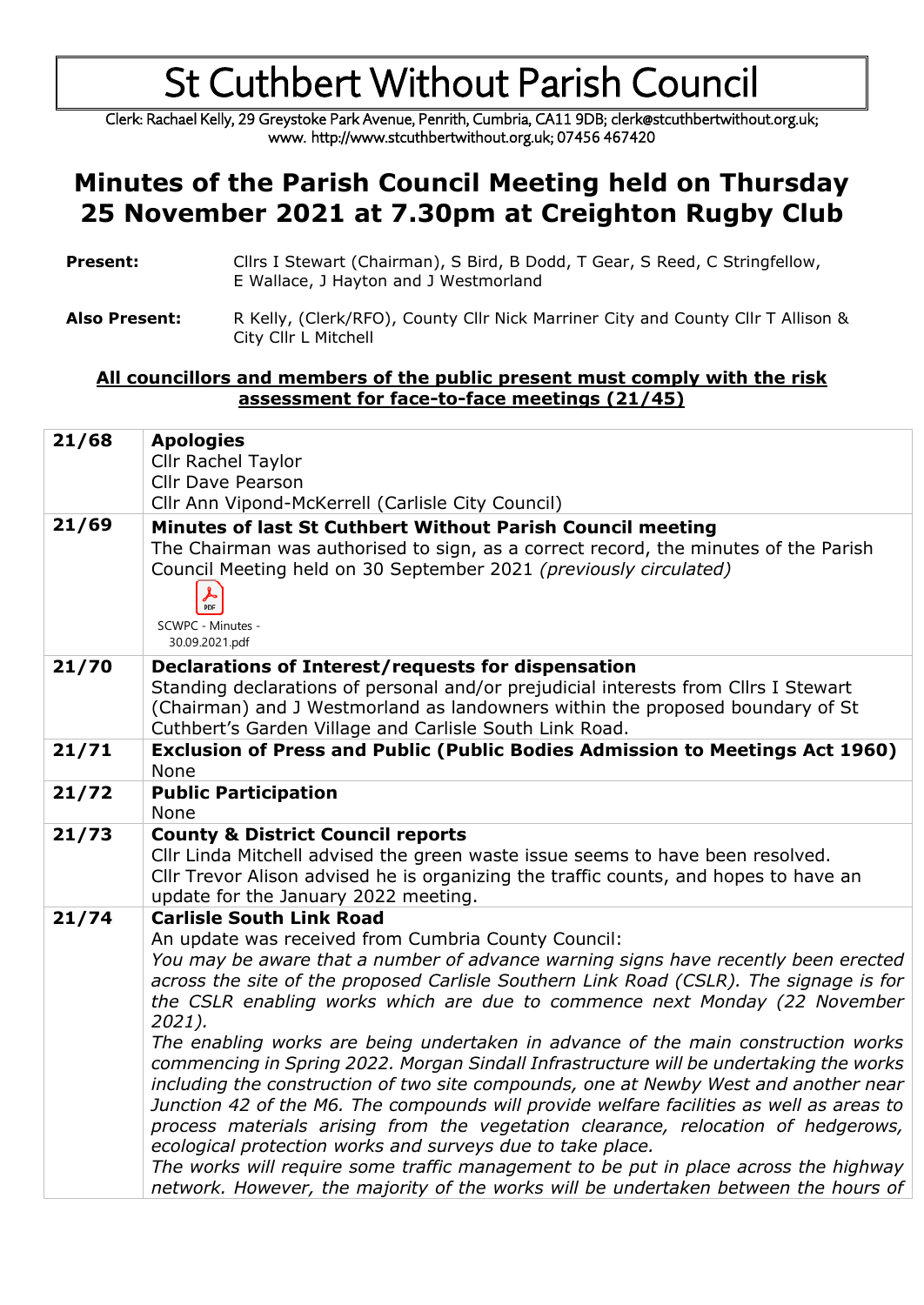# St Cuthbert Without Parish Council

Clerk: Rachael Kelly, 29 Greystoke Park Avenue, Penrith, Cumbria, CA11 9DB; clerk@stcuthbertwithout.org.uk; www. http://www.stcuthbertwithout.org.uk; 07456 467420

## Minutes of the Parish Council Meeting held on Thursday 25 November 2021 at 7.30pm at Creighton Rugby Club

**Present:** Cllrs I Stewart (Chairman), S Bird, B Dodd, T Gear, S Reed, C Stringfellow, E Wallace, J Hayton and J Westmorland

**Also Present:** R Kelly, (Clerk/RFO), County Cllr Nick Marriner City and County Cllr T Allison & City Cllr L Mitchell

**All councillors and members of the public present must comply with the risk assessment for face-to-face meetings (21/45)**

| | |
|---|---|
| **21/68** | **Apologies**<br>Cllr Rachel Taylor<br>Cllr Dave Pearson<br>Cllr Ann Vipond-McKerrell (Carlisle City Council) |
| **21/69** | **Minutes of last St Cuthbert Without Parish Council meeting**<br>The Chairman was authorised to sign, as a correct record, the minutes of the Parish Council Meeting held on 30 September 2021 *(previously circulated)*<br>SCWPC - Minutes - 30.09.2021.pdf |
| **21/70** | **Declarations of Interest/requests for dispensation**<br>Standing declarations of personal and/or prejudicial interests from Cllrs I Stewart (Chairman) and J Westmorland as landowners within the proposed boundary of St Cuthbert's Garden Village and Carlisle South Link Road. |
| **21/71** | **Exclusion of Press and Public (Public Bodies Admission to Meetings Act 1960)**<br>None |
| **21/72** | **Public Participation**<br>None |
| **21/73** | **County & District Council reports**<br>Cllr Linda Mitchell advised the green waste issue seems to have been resolved.<br>Cllr Trevor Alison advised he is organizing the traffic counts, and hopes to have an update for the January 2022 meeting. |
| **21/74** | **Carlisle South Link Road**<br>An update was received from Cumbria County Council:<br>*You may be aware that a number of advance warning signs have recently been erected across the site of the proposed Carlisle Southern Link Road (CSLR). The signage is for the CSLR enabling works which are due to commence next Monday (22 November 2021).*<br>*The enabling works are being undertaken in advance of the main construction works commencing in Spring 2022. Morgan Sindall Infrastructure will be undertaking the works including the construction of two site compounds, one at Newby West and another near Junction 42 of the M6. The compounds will provide welfare facilities as well as areas to process materials arising from the vegetation clearance, relocation of hedgerows, ecological protection works and surveys due to take place.*<br>*The works will require some traffic management to be put in place across the highway network. However, the majority of the works will be undertaken between the hours of* |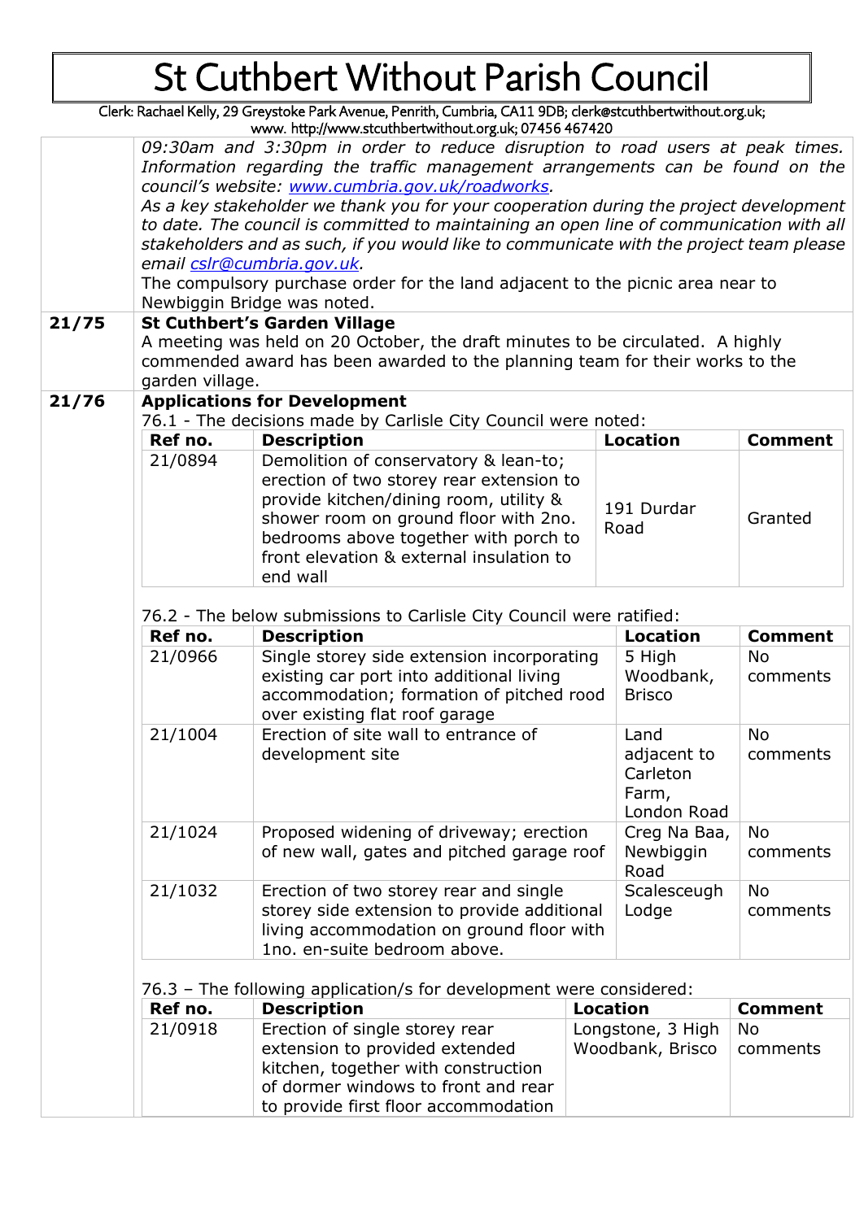# St Cuthbert Without Parish Council

Clerk: Rachael Kelly, 29 Greystoke Park Avenue, Penrith, Cumbria, CA11 9DB; clerk@stcuthbertwithout.org.uk; www. http://www.stcuthbertwithout.org.uk; 07456 467420

*09:30am and 3:30pm in order to reduce disruption to road users at peak times. Information regarding the traffic management arrangements can be found on the council's website: [www.cumbria.gov.uk/roadworks](www.cumbria.gov.uk/roadworks).*

*As a key stakeholder we thank you for your cooperation during the project development to date. The council is committed to maintaining an open line of communication with all stakeholders and as such, if you would like to communicate with the project team please email [cslr@cumbria.gov.uk](mailto:cslr@cumbria.gov.uk).*

The compulsory purchase order for the land adjacent to the picnic area near to Newbiggin Bridge was noted.

**21/75 St Cuthbert's Garden Village**

A meeting was held on 20 October, the draft minutes to be circulated. A highly commended award has been awarded to the planning team for their works to the garden village.

**21/76 Applications for Development**

76.1 - The decisions made by Carlisle City Council were noted:

| Ref no. | Description | Location | Comment |
|---|---|---|---|
| 21/0894 | Demolition of conservatory & lean-to; erection of two storey rear extension to provide kitchen/dining room, utility & shower room on ground floor with 2no. bedrooms above together with porch to front elevation & external insulation to end wall | 191 Durdar Road | Granted |

76.2 - The below submissions to Carlisle City Council were ratified:

| Ref no. | Description | Location | Comment |
|---|---|---|---|
| 21/0966 | Single storey side extension incorporating existing car port into additional living accommodation; formation of pitched rood over existing flat roof garage | 5 High Woodbank, Brisco | No comments |
| 21/1004 | Erection of site wall to entrance of development site | Land adjacent to Carleton Farm, London Road | No comments |
| 21/1024 | Proposed widening of driveway; erection of new wall, gates and pitched garage roof | Creg Na Baa, Newbiggin Road | No comments |
| 21/1032 | Erection of two storey rear and single storey side extension to provide additional living accommodation on ground floor with 1no. en-suite bedroom above. | Scalesceugh Lodge | No comments |

76.3 – The following application/s for development were considered:

| Ref no. | Description | Location | Comment |
|---|---|---|---|
| 21/0918 | Erection of single storey rear extension to provided extended kitchen, together with construction of dormer windows to front and rear to provide first floor accommodation | Longstone, 3 High Woodbank, Brisco | No comments |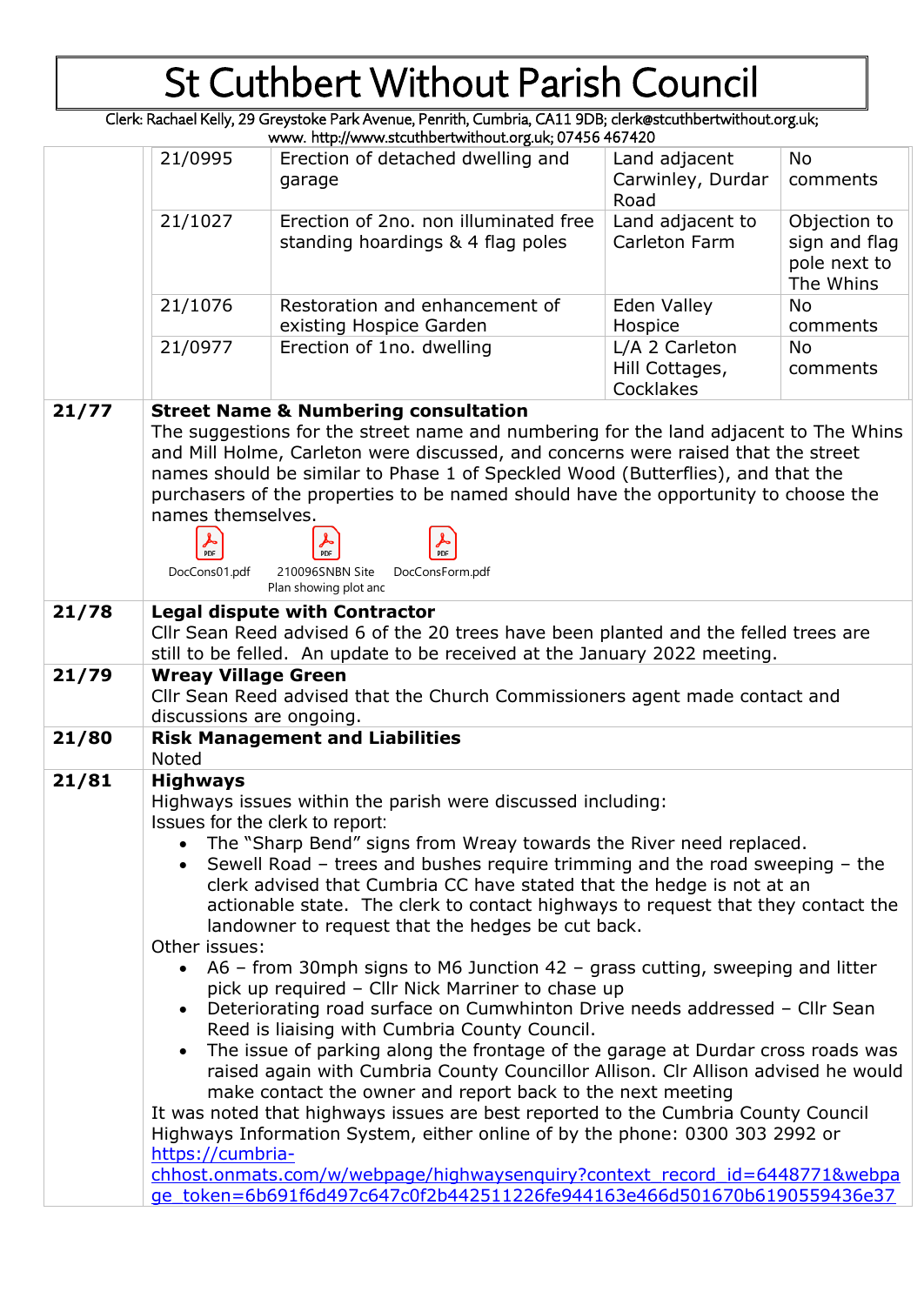# St Cuthbert Without Parish Council

Clerk: Rachael Kelly, 29 Greystoke Park Avenue, Penrith, Cumbria, CA11 9DB; clerk@stcuthbertwithout.org.uk; www. http://www.stcuthbertwithout.org.uk; 07456 467420

| | | | | |
|---|---|---|---|---|
| | 21/0995 | Erection of detached dwelling and garage | Land adjacent Carwinley, Durdar Road | No comments |
| | 21/1027 | Erection of 2no. non illuminated free standing hoardings & 4 flag poles | Land adjacent to Carleton Farm | Objection to sign and flag pole next to The Whins |
| | 21/1076 | Restoration and enhancement of existing Hospice Garden | Eden Valley Hospice | No comments |
| | 21/0977 | Erection of 1no. dwelling | L/A 2 Carleton Hill Cottages, Cocklakes | No comments |

**21/77** **Street Name & Numbering consultation**

The suggestions for the street name and numbering for the land adjacent to The Whins and Mill Holme, Carleton were discussed, and concerns were raised that the street names should be similar to Phase 1 of Speckled Wood (Butterflies), and that the purchasers of the properties to be named should have the opportunity to choose the names themselves.

DocCons01.pdf | 210096SNBN Site Plan showing plot anc | DocConsForm.pdf

**21/78** **Legal dispute with Contractor**

Cllr Sean Reed advised 6 of the 20 trees have been planted and the felled trees are still to be felled. An update to be received at the January 2022 meeting.

**21/79** **Wreay Village Green**

Cllr Sean Reed advised that the Church Commissioners agent made contact and discussions are ongoing.

**21/80** **Risk Management and Liabilities**

Noted

**21/81** **Highways**

Highways issues within the parish were discussed including:

Issues for the clerk to report:

- The "Sharp Bend" signs from Wreay towards the River need replaced.
- Sewell Road – trees and bushes require trimming and the road sweeping – the clerk advised that Cumbria CC have stated that the hedge is not at an actionable state. The clerk to contact highways to request that they contact the landowner to request that the hedges be cut back.

Other issues:

- A6 – from 30mph signs to M6 Junction 42 – grass cutting, sweeping and litter pick up required – Cllr Nick Marriner to chase up
- Deteriorating road surface on Cumwhinton Drive needs addressed – Cllr Sean Reed is liaising with Cumbria County Council.
- The issue of parking along the frontage of the garage at Durdar cross roads was raised again with Cumbria County Councillor Allison. Clr Allison advised he would make contact the owner and report back to the next meeting

It was noted that highways issues are best reported to the Cumbria County Council Highways Information System, either online of by the phone: 0300 303 2992 or https://cumbria-chhost.onmats.com/w/webpage/highwaysenquiry?context_record_id=6448771&webpage_token=6b691f6d497c647c0f2b442511226fe944163e466d501670b6190559436e37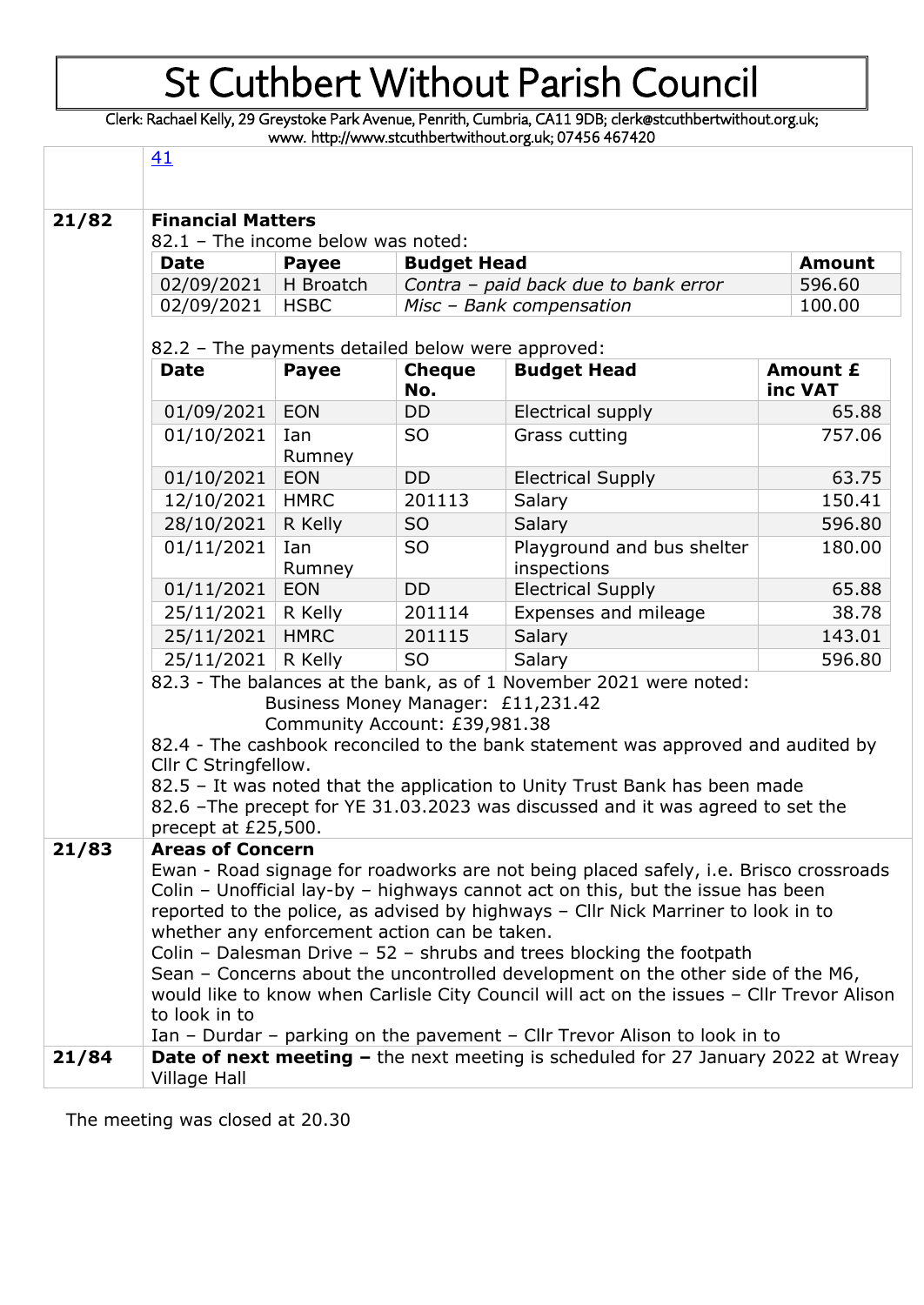# St Cuthbert Without Parish Council

Clerk: Rachael Kelly, 29 Greystoke Park Avenue, Penrith, Cumbria, CA11 9DB; clerk@stcuthbertwithout.org.uk; www. http://www.stcuthbertwithout.org.uk; 07456 467420

41

**21/82 Financial Matters**

82.1 – The income below was noted:

| Date | Payee | Budget Head | Amount |
|---|---|---|---|
| 02/09/2021 | H Broatch | *Contra – paid back due to bank error* | 596.60 |
| 02/09/2021 | HSBC | *Misc – Bank compensation* | 100.00 |

82.2 – The payments detailed below were approved:

| Date | Payee | Cheque No. | Budget Head | Amount £ inc VAT |
|---|---|---|---|---|
| 01/09/2021 | EON | DD | Electrical supply | 65.88 |
| 01/10/2021 | Ian Rumney | SO | Grass cutting | 757.06 |
| 01/10/2021 | EON | DD | Electrical Supply | 63.75 |
| 12/10/2021 | HMRC | 201113 | Salary | 150.41 |
| 28/10/2021 | R Kelly | SO | Salary | 596.80 |
| 01/11/2021 | Ian Rumney | SO | Playground and bus shelter inspections | 180.00 |
| 01/11/2021 | EON | DD | Electrical Supply | 65.88 |
| 25/11/2021 | R Kelly | 201114 | Expenses and mileage | 38.78 |
| 25/11/2021 | HMRC | 201115 | Salary | 143.01 |
| 25/11/2021 | R Kelly | SO | Salary | 596.80 |

82.3 - The balances at the bank, as of 1 November 2021 were noted:
Business Money Manager: £11,231.42
Community Account: £39,981.38

82.4 - The cashbook reconciled to the bank statement was approved and audited by Cllr C Stringfellow.

82.5 – It was noted that the application to Unity Trust Bank has been made

82.6 –The precept for YE 31.03.2023 was discussed and it was agreed to set the precept at £25,500.

**21/83 Areas of Concern**

Ewan - Road signage for roadworks are not being placed safely, i.e. Brisco crossroads

Colin – Unofficial lay-by – highways cannot act on this, but the issue has been reported to the police, as advised by highways – Cllr Nick Marriner to look in to whether any enforcement action can be taken.

Colin – Dalesman Drive – 52 – shrubs and trees blocking the footpath

Sean – Concerns about the uncontrolled development on the other side of the M6, would like to know when Carlisle City Council will act on the issues – Cllr Trevor Alison to look in to

Ian – Durdar – parking on the pavement – Cllr Trevor Alison to look in to

**21/84 Date of next meeting –** the next meeting is scheduled for 27 January 2022 at Wreay Village Hall

The meeting was closed at 20.30